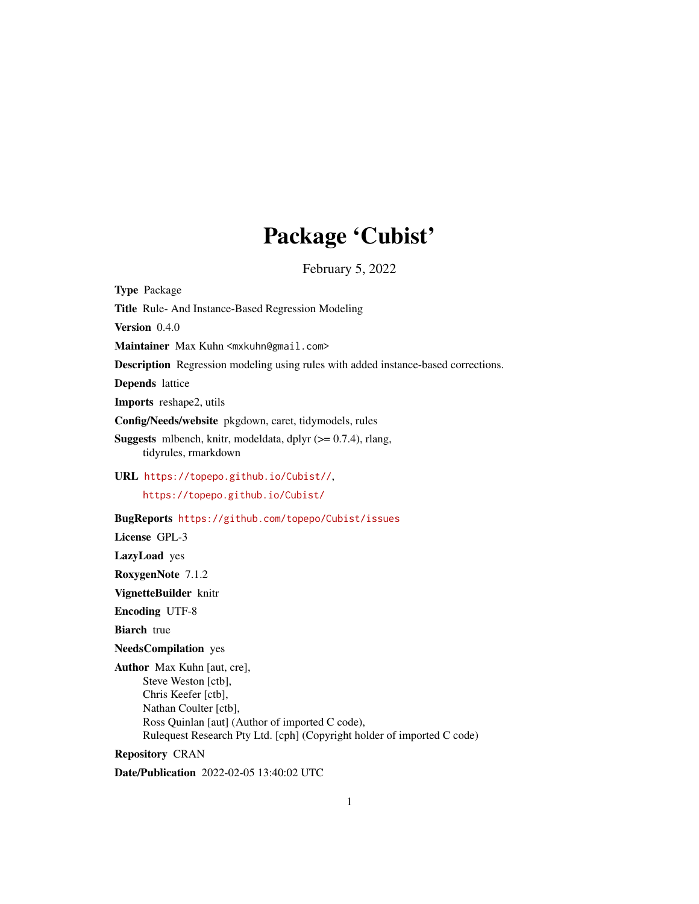# Package 'Cubist'

February 5, 2022

**Type** Package

**Title** Rule- And Instance-Based Regression Modeling

**Version** 0.4.0

**Maintainer** Max Kuhn <mxkuhn@gmail.com>

**Description** Regression modeling using rules with added instance-based corrections.

**Depends** lattice

**Imports** reshape2, utils

**Config/Needs/website** pkgdown, caret, tidymodels, rules

**Suggests** mlbench, knitr, modeldata, dplyr (>= 0.7.4), rlang, tidyrules, rmarkdown

**URL** https://topepo.github.io/Cubist//, https://topepo.github.io/Cubist/

**BugReports** https://github.com/topepo/Cubist/issues

**License** GPL-3

**LazyLoad** yes

**RoxygenNote** 7.1.2

**VignetteBuilder** knitr

**Encoding** UTF-8

**Biarch** true

**NeedsCompilation** yes

**Author** Max Kuhn [aut, cre],
Steve Weston [ctb],
Chris Keefer [ctb],
Nathan Coulter [ctb],
Ross Quinlan [aut] (Author of imported C code),
Rulequest Research Pty Ltd. [cph] (Copyright holder of imported C code)

**Repository** CRAN

**Date/Publication** 2022-02-05 13:40:02 UTC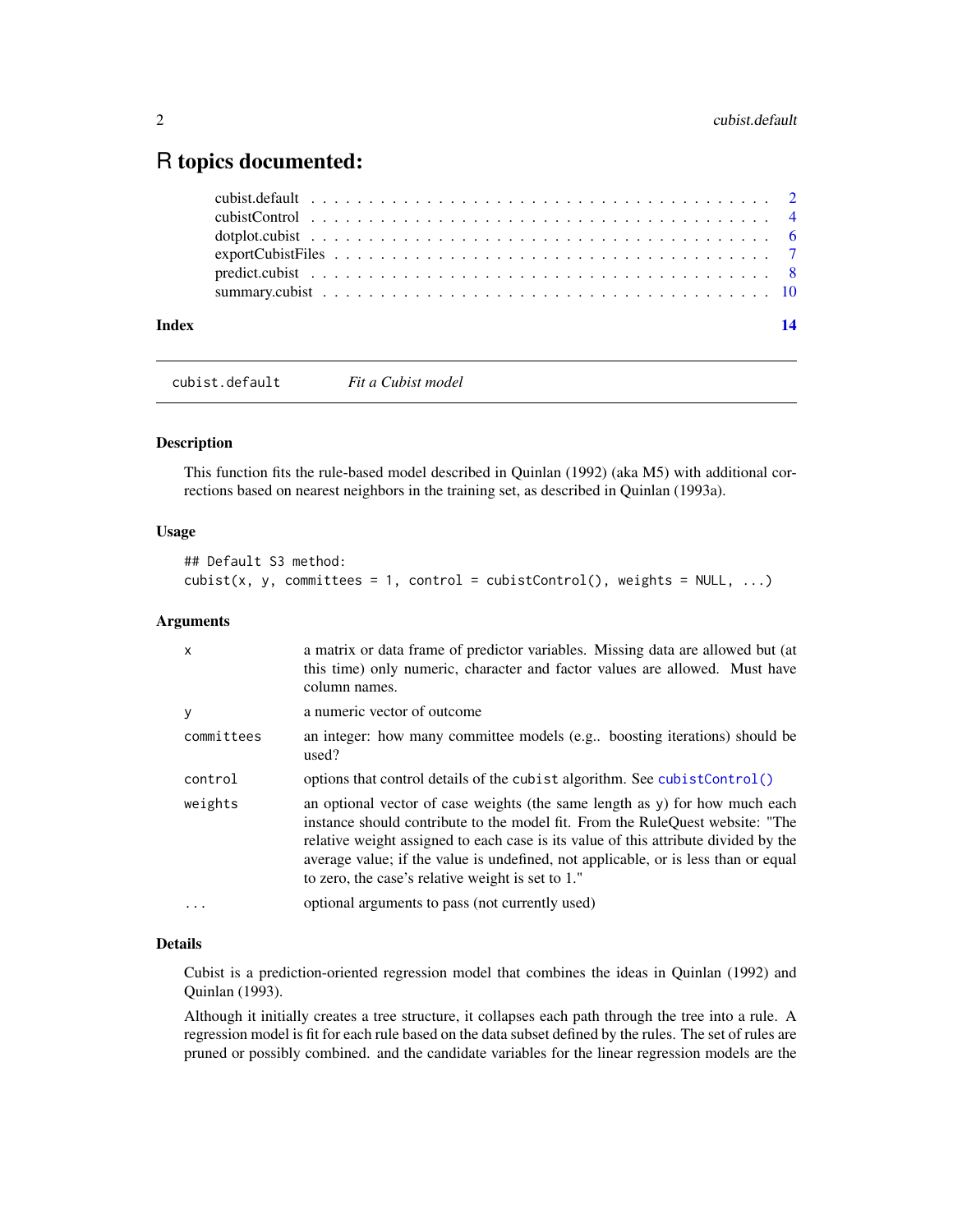# R topics documented:

cubist.default . . . . . . . . . . . . . . . . . . . . . . . . . . . . . . . . . . . . . 2
cubistControl . . . . . . . . . . . . . . . . . . . . . . . . . . . . . . . . . . . . . 4
dotplot.cubist . . . . . . . . . . . . . . . . . . . . . . . . . . . . . . . . . . . . . 6
exportCubistFiles . . . . . . . . . . . . . . . . . . . . . . . . . . . . . . . . . . . 7
predict.cubist . . . . . . . . . . . . . . . . . . . . . . . . . . . . . . . . . . . . . 8
summary.cubist . . . . . . . . . . . . . . . . . . . . . . . . . . . . . . . . . . . . 10

**Index** **14**

---

`cubist.default` *Fit a Cubist model*

---

### Description

This function fits the rule-based model described in Quinlan (1992) (aka M5) with additional corrections based on nearest neighbors in the training set, as described in Quinlan (1993a).

### Usage

```
## Default S3 method:
cubist(x, y, committees = 1, control = cubistControl(), weights = NULL, ...)
```

### Arguments

| | |
|---|---|
| `x` | a matrix or data frame of predictor variables. Missing data are allowed but (at this time) only numeric, character and factor values are allowed. Must have column names. |
| `y` | a numeric vector of outcome |
| `committees` | an integer: how many committee models (e.g.. boosting iterations) should be used? |
| `control` | options that control details of the `cubist` algorithm. See `cubistControl()` |
| `weights` | an optional vector of case weights (the same length as `y`) for how much each instance should contribute to the model fit. From the RuleQuest website: "The relative weight assigned to each case is its value of this attribute divided by the average value; if the value is undefined, not applicable, or is less than or equal to zero, the case's relative weight is set to 1." |
| `...` | optional arguments to pass (not currently used) |

### Details

Cubist is a prediction-oriented regression model that combines the ideas in Quinlan (1992) and Quinlan (1993).

Although it initially creates a tree structure, it collapses each path through the tree into a rule. A regression model is fit for each rule based on the data subset defined by the rules. The set of rules are pruned or possibly combined. and the candidate variables for the linear regression models are the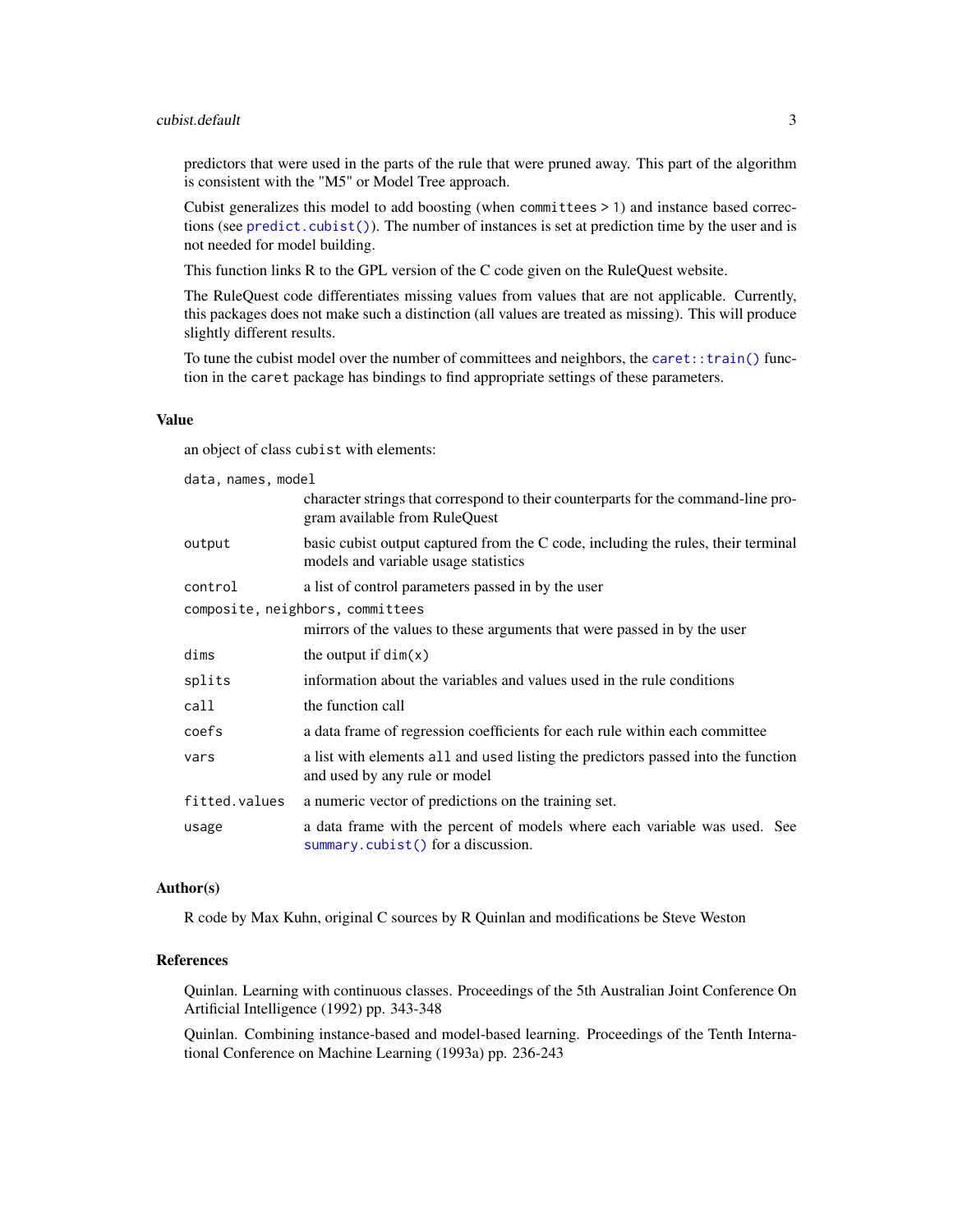predictors that were used in the parts of the rule that were pruned away. This part of the algorithm is consistent with the "M5" or Model Tree approach.

Cubist generalizes this model to add boosting (when `committees > 1`) and instance based corrections (see `predict.cubist()`). The number of instances is set at prediction time by the user and is not needed for model building.

This function links R to the GPL version of the C code given on the RuleQuest website.

The RuleQuest code differentiates missing values from values that are not applicable. Currently, this packages does not make such a distinction (all values are treated as missing). This will produce slightly different results.

To tune the cubist model over the number of committees and neighbors, the `caret::train()` function in the `caret` package has bindings to find appropriate settings of these parameters.

### Value

an object of class `cubist` with elements:

| | |
|---|---|
| `data, names, model` | character strings that correspond to their counterparts for the command-line program available from RuleQuest |
| `output` | basic cubist output captured from the C code, including the rules, their terminal models and variable usage statistics |
| `control` | a list of control parameters passed in by the user |
| `composite, neighbors, committees` | mirrors of the values to these arguments that were passed in by the user |
| `dims` | the output if `dim(x)` |
| `splits` | information about the variables and values used in the rule conditions |
| `call` | the function call |
| `coefs` | a data frame of regression coefficients for each rule within each committee |
| `vars` | a list with elements `all` and `used` listing the predictors passed into the function and used by any rule or model |
| `fitted.values` | a numeric vector of predictions on the training set. |
| `usage` | a data frame with the percent of models where each variable was used. See `summary.cubist()` for a discussion. |

### Author(s)

R code by Max Kuhn, original C sources by R Quinlan and modifications be Steve Weston

### References

Quinlan. Learning with continuous classes. Proceedings of the 5th Australian Joint Conference On Artificial Intelligence (1992) pp. 343-348

Quinlan. Combining instance-based and model-based learning. Proceedings of the Tenth International Conference on Machine Learning (1993a) pp. 236-243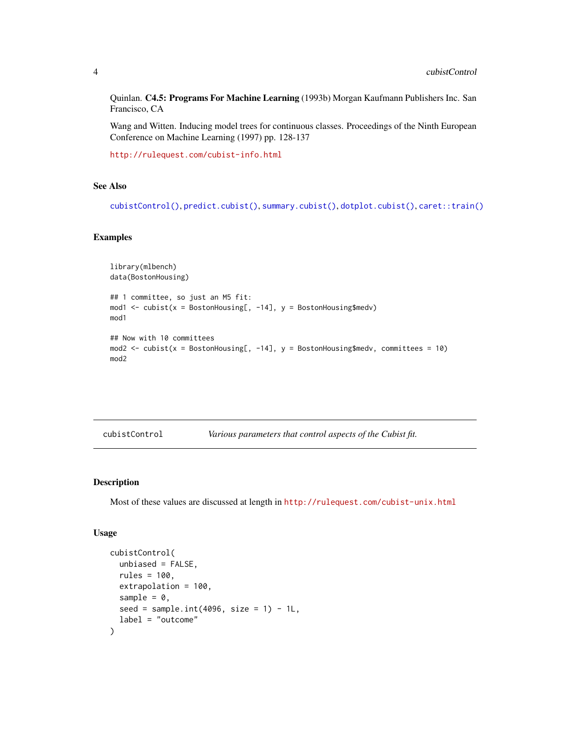Quinlan. **C4.5: Programs For Machine Learning** (1993b) Morgan Kaufmann Publishers Inc. San Francisco, CA

Wang and Witten. Inducing model trees for continuous classes. Proceedings of the Ninth European Conference on Machine Learning (1997) pp. 128-137

http://rulequest.com/cubist-info.html

### See Also

cubistControl(), predict.cubist(), summary.cubist(), dotplot.cubist(), caret::train()

### Examples

```
library(mlbench)
data(BostonHousing)

## 1 committee, so just an M5 fit:
mod1 <- cubist(x = BostonHousing[, -14], y = BostonHousing$medv)
mod1

## Now with 10 committees
mod2 <- cubist(x = BostonHousing[, -14], y = BostonHousing$medv, committees = 10)
mod2
```

---

## cubistControl — *Various parameters that control aspects of the Cubist fit.*

### Description

Most of these values are discussed at length in http://rulequest.com/cubist-unix.html

### Usage

```
cubistControl(
  unbiased = FALSE,
  rules = 100,
  extrapolation = 100,
  sample = 0,
  seed = sample.int(4096, size = 1) - 1L,
  label = "outcome"
)
```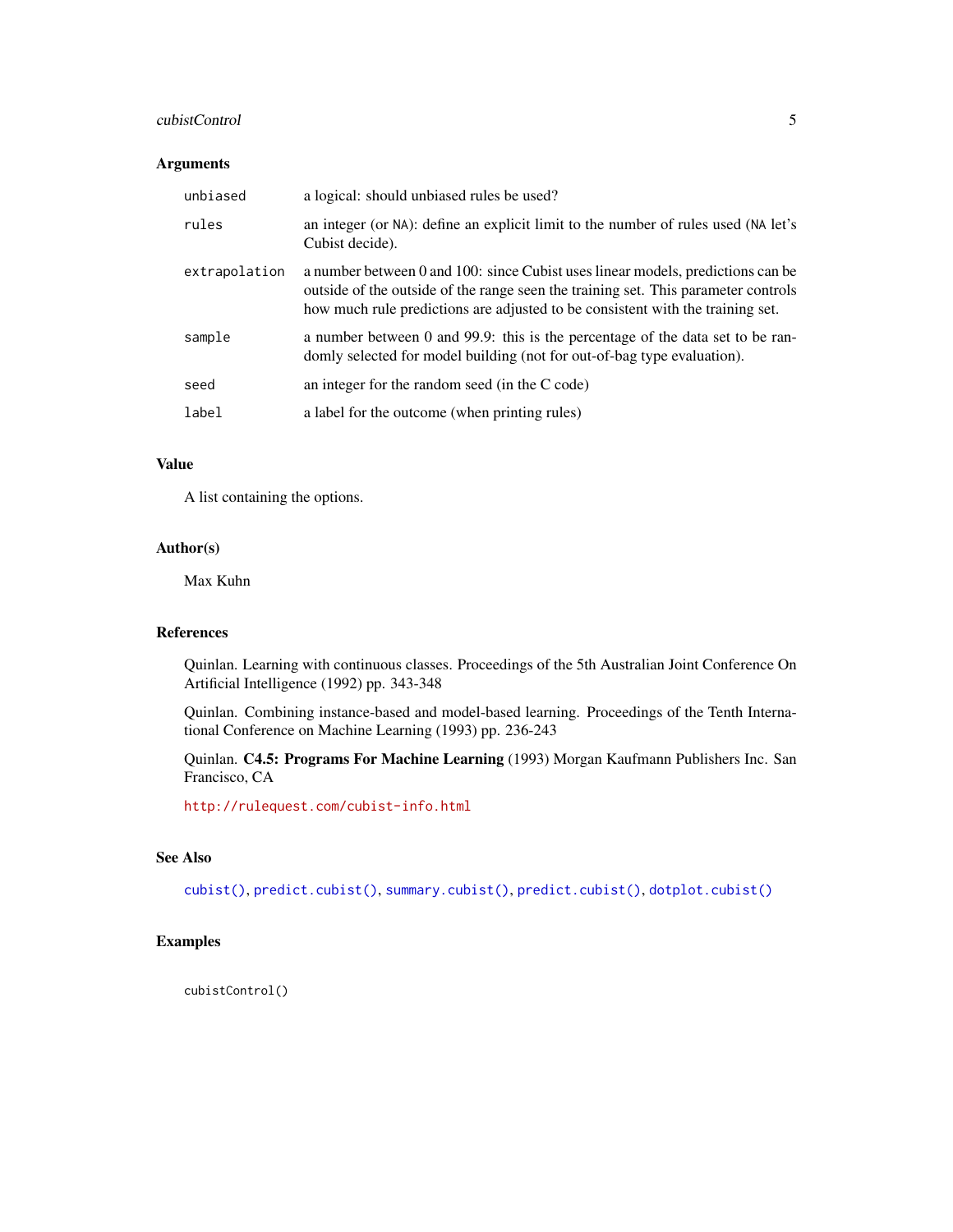### Arguments

| | |
|---|---|
| `unbiased` | a logical: should unbiased rules be used? |
| `rules` | an integer (or `NA`): define an explicit limit to the number of rules used (`NA` let's Cubist decide). |
| `extrapolation` | a number between 0 and 100: since Cubist uses linear models, predictions can be outside of the outside of the range seen the training set. This parameter controls how much rule predictions are adjusted to be consistent with the training set. |
| `sample` | a number between 0 and 99.9: this is the percentage of the data set to be randomly selected for model building (not for out-of-bag type evaluation). |
| `seed` | an integer for the random seed (in the C code) |
| `label` | a label for the outcome (when printing rules) |

### Value

A list containing the options.

### Author(s)

Max Kuhn

### References

Quinlan. Learning with continuous classes. Proceedings of the 5th Australian Joint Conference On Artificial Intelligence (1992) pp. 343-348

Quinlan. Combining instance-based and model-based learning. Proceedings of the Tenth International Conference on Machine Learning (1993) pp. 236-243

Quinlan. **C4.5: Programs For Machine Learning** (1993) Morgan Kaufmann Publishers Inc. San Francisco, CA

http://rulequest.com/cubist-info.html

### See Also

`cubist()`, `predict.cubist()`, `summary.cubist()`, `predict.cubist()`, `dotplot.cubist()`

### Examples

```
cubistControl()
```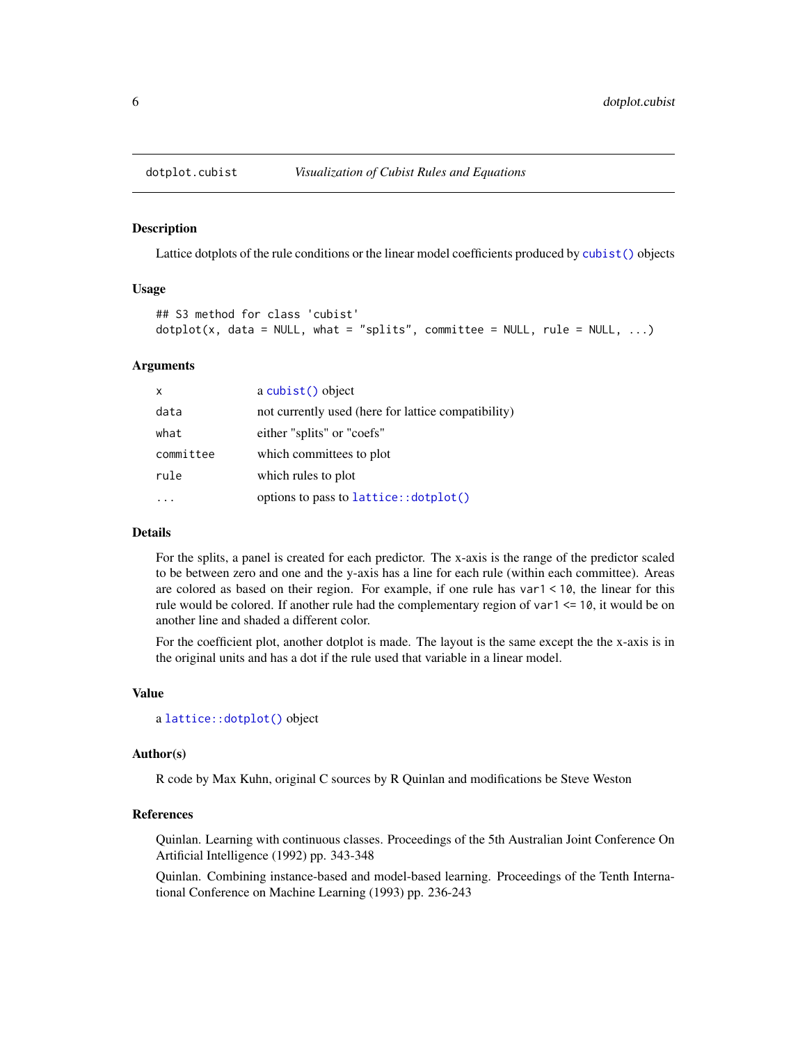# dotplot.cubist — *Visualization of Cubist Rules and Equations*

## Description

Lattice dotplots of the rule conditions or the linear model coefficients produced by `cubist()` objects

## Usage

```
## S3 method for class 'cubist'
dotplot(x, data = NULL, what = "splits", committee = NULL, rule = NULL, ...)
```

## Arguments

| | |
|---|---|
| `x` | a `cubist()` object |
| `data` | not currently used (here for lattice compatibility) |
| `what` | either "splits" or "coefs" |
| `committee` | which committees to plot |
| `rule` | which rules to plot |
| `...` | options to pass to `lattice::dotplot()` |

## Details

For the splits, a panel is created for each predictor. The x-axis is the range of the predictor scaled to be between zero and one and the y-axis has a line for each rule (within each committee). Areas are colored as based on their region. For example, if one rule has `var1 < 10`, the linear for this rule would be colored. If another rule had the complementary region of `var1 <= 10`, it would be on another line and shaded a different color.

For the coefficient plot, another dotplot is made. The layout is the same except the the x-axis is in the original units and has a dot if the rule used that variable in a linear model.

## Value

a `lattice::dotplot()` object

## Author(s)

R code by Max Kuhn, original C sources by R Quinlan and modifications be Steve Weston

## References

Quinlan. Learning with continuous classes. Proceedings of the 5th Australian Joint Conference On Artificial Intelligence (1992) pp. 343-348

Quinlan. Combining instance-based and model-based learning. Proceedings of the Tenth International Conference on Machine Learning (1993) pp. 236-243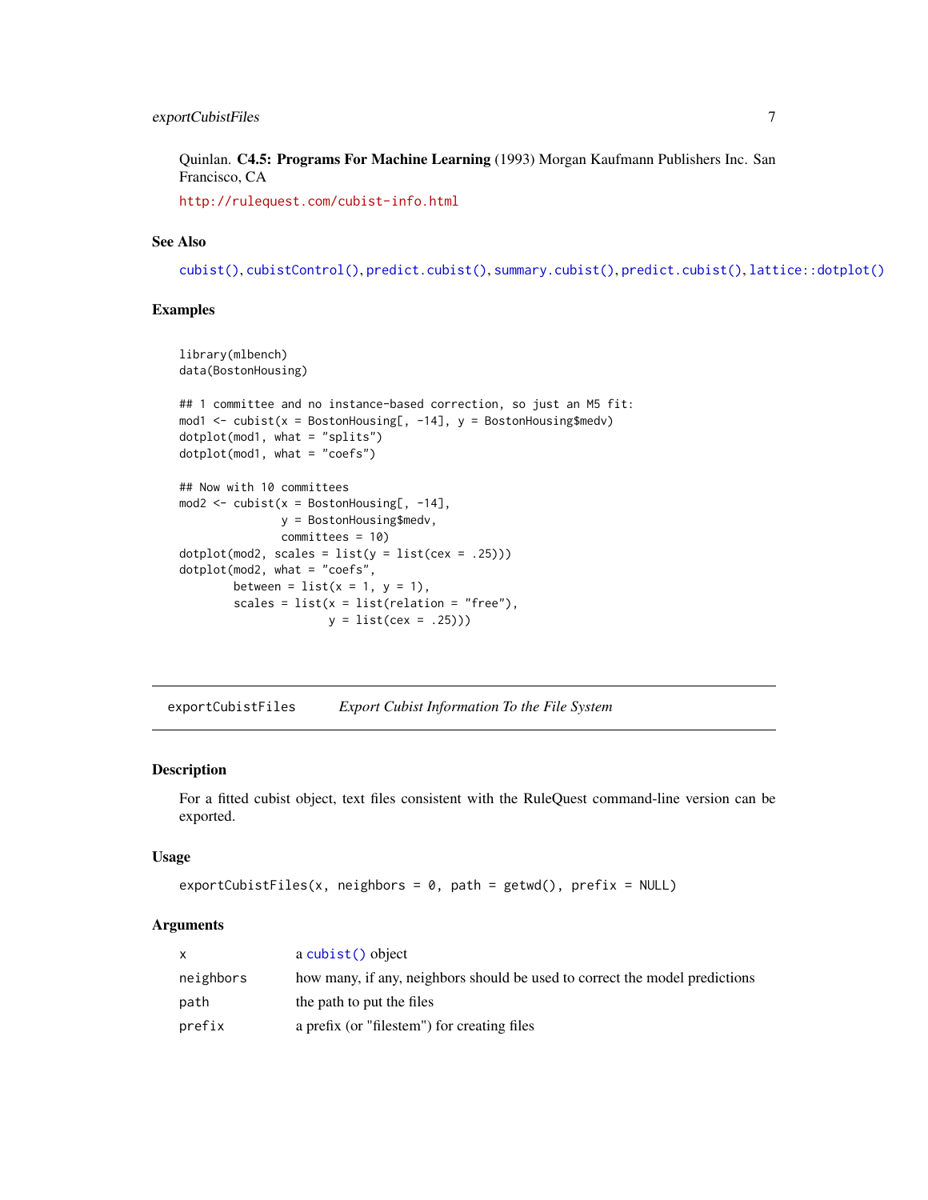Quinlan. **C4.5: Programs For Machine Learning** (1993) Morgan Kaufmann Publishers Inc. San Francisco, CA

http://rulequest.com/cubist-info.html

### See Also

cubist(), cubistControl(), predict.cubist(), summary.cubist(), predict.cubist(), lattice::dotplot()

### Examples

```
library(mlbench)
data(BostonHousing)

## 1 committee and no instance-based correction, so just an M5 fit:
mod1 <- cubist(x = BostonHousing[, -14], y = BostonHousing$medv)
dotplot(mod1, what = "splits")
dotplot(mod1, what = "coefs")

## Now with 10 committees
mod2 <- cubist(x = BostonHousing[, -14],
               y = BostonHousing$medv,
               committees = 10)
dotplot(mod2, scales = list(y = list(cex = .25)))
dotplot(mod2, what = "coefs",
        between = list(x = 1, y = 1),
        scales = list(x = list(relation = "free"),
                      y = list(cex = .25)))
```

---

## exportCubistFiles *Export Cubist Information To the File System*

### Description

For a fitted cubist object, text files consistent with the RuleQuest command-line version can be exported.

### Usage

```
exportCubistFiles(x, neighbors = 0, path = getwd(), prefix = NULL)
```

### Arguments

| | |
|---|---|
| x | a cubist() object |
| neighbors | how many, if any, neighbors should be used to correct the model predictions |
| path | the path to put the files |
| prefix | a prefix (or "filestem") for creating files |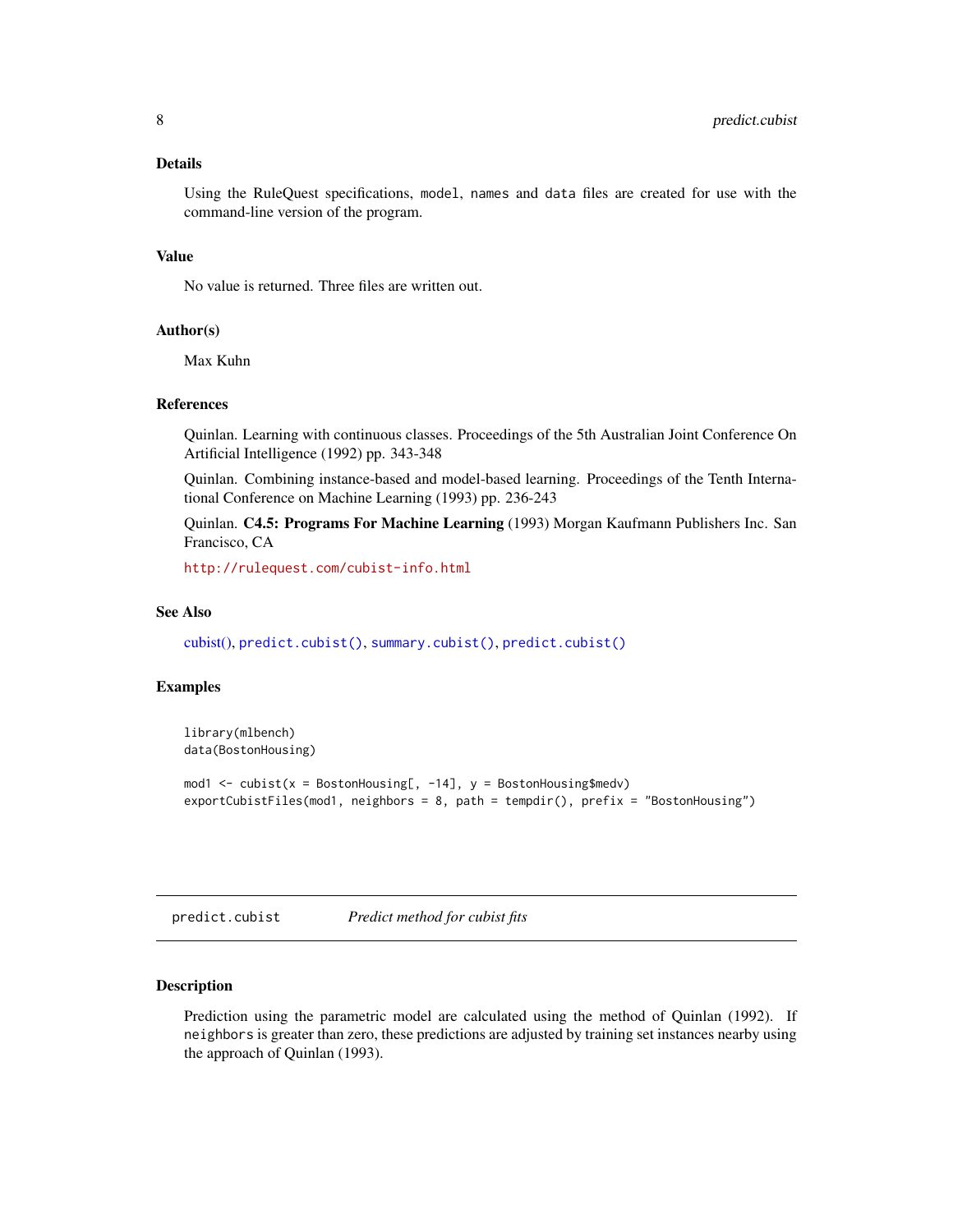### Details

Using the RuleQuest specifications, `model`, `names` and `data` files are created for use with the command-line version of the program.

### Value

No value is returned. Three files are written out.

### Author(s)

Max Kuhn

### References

Quinlan. Learning with continuous classes. Proceedings of the 5th Australian Joint Conference On Artificial Intelligence (1992) pp. 343-348

Quinlan. Combining instance-based and model-based learning. Proceedings of the Tenth International Conference on Machine Learning (1993) pp. 236-243

Quinlan. **C4.5: Programs For Machine Learning** (1993) Morgan Kaufmann Publishers Inc. San Francisco, CA

http://rulequest.com/cubist-info.html

### See Also

cubist(), `predict.cubist()`, `summary.cubist()`, `predict.cubist()`

### Examples

```
library(mlbench)
data(BostonHousing)

mod1 <- cubist(x = BostonHousing[, -14], y = BostonHousing$medv)
exportCubistFiles(mod1, neighbors = 8, path = tempdir(), prefix = "BostonHousing")
```

---

## predict.cubist — *Predict method for cubist fits*

### Description

Prediction using the parametric model are calculated using the method of Quinlan (1992). If `neighbors` is greater than zero, these predictions are adjusted by training set instances nearby using the approach of Quinlan (1993).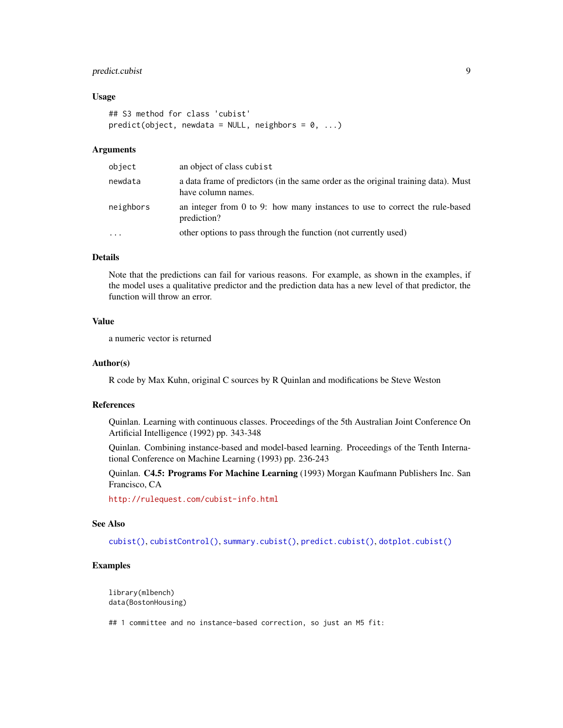### Usage

```
## S3 method for class 'cubist'
predict(object, newdata = NULL, neighbors = 0, ...)
```

### Arguments

| | |
|---|---|
| `object` | an object of class `cubist` |
| `newdata` | a data frame of predictors (in the same order as the original training data). Must have column names. |
| `neighbors` | an integer from 0 to 9: how many instances to use to correct the rule-based prediction? |
| `...` | other options to pass through the function (not currently used) |

### Details

Note that the predictions can fail for various reasons. For example, as shown in the examples, if the model uses a qualitative predictor and the prediction data has a new level of that predictor, the function will throw an error.

### Value

a numeric vector is returned

### Author(s)

R code by Max Kuhn, original C sources by R Quinlan and modifications be Steve Weston

### References

Quinlan. Learning with continuous classes. Proceedings of the 5th Australian Joint Conference On Artificial Intelligence (1992) pp. 343-348

Quinlan. Combining instance-based and model-based learning. Proceedings of the Tenth International Conference on Machine Learning (1993) pp. 236-243

Quinlan. **C4.5: Programs For Machine Learning** (1993) Morgan Kaufmann Publishers Inc. San Francisco, CA

http://rulequest.com/cubist-info.html

### See Also

`cubist()`, `cubistControl()`, `summary.cubist()`, `predict.cubist()`, `dotplot.cubist()`

### Examples

```
library(mlbench)
data(BostonHousing)

## 1 committee and no instance-based correction, so just an M5 fit:
```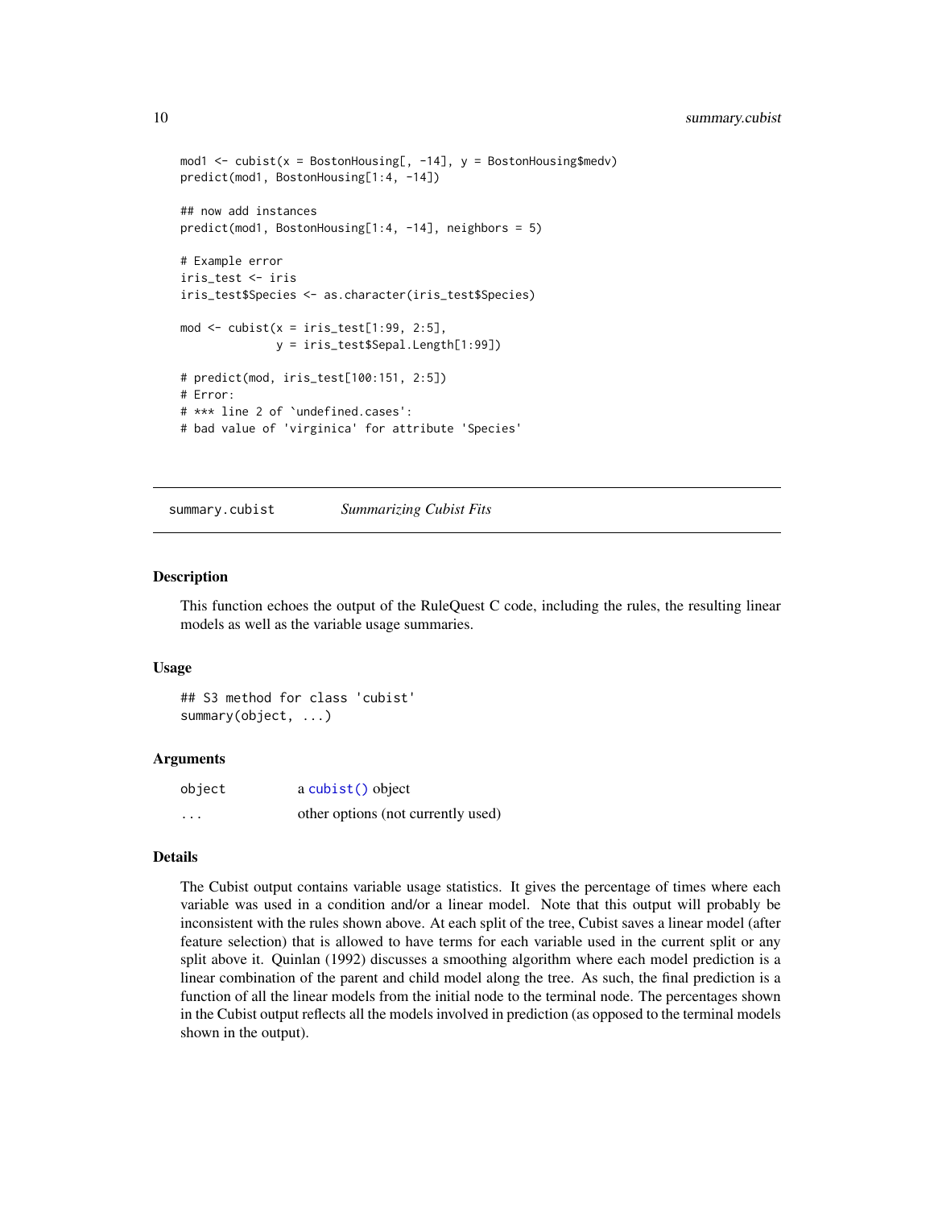```
mod1 <- cubist(x = BostonHousing[, -14], y = BostonHousing$medv)
predict(mod1, BostonHousing[1:4, -14])

## now add instances
predict(mod1, BostonHousing[1:4, -14], neighbors = 5)

# Example error
iris_test <- iris
iris_test$Species <- as.character(iris_test$Species)

mod <- cubist(x = iris_test[1:99, 2:5],
              y = iris_test$Sepal.Length[1:99])

# predict(mod, iris_test[100:151, 2:5])
# Error:
# *** line 2 of `undefined.cases':
# bad value of 'virginica' for attribute 'Species'
```

---

## summary.cubist — *Summarizing Cubist Fits*

### Description

This function echoes the output of the RuleQuest C code, including the rules, the resulting linear models as well as the variable usage summaries.

### Usage

```
## S3 method for class 'cubist'
summary(object, ...)
```

### Arguments

| | |
|---|---|
| `object` | a `cubist()` object |
| `...` | other options (not currently used) |

### Details

The Cubist output contains variable usage statistics. It gives the percentage of times where each variable was used in a condition and/or a linear model. Note that this output will probably be inconsistent with the rules shown above. At each split of the tree, Cubist saves a linear model (after feature selection) that is allowed to have terms for each variable used in the current split or any split above it. Quinlan (1992) discusses a smoothing algorithm where each model prediction is a linear combination of the parent and child model along the tree. As such, the final prediction is a function of all the linear models from the initial node to the terminal node. The percentages shown in the Cubist output reflects all the models involved in prediction (as opposed to the terminal models shown in the output).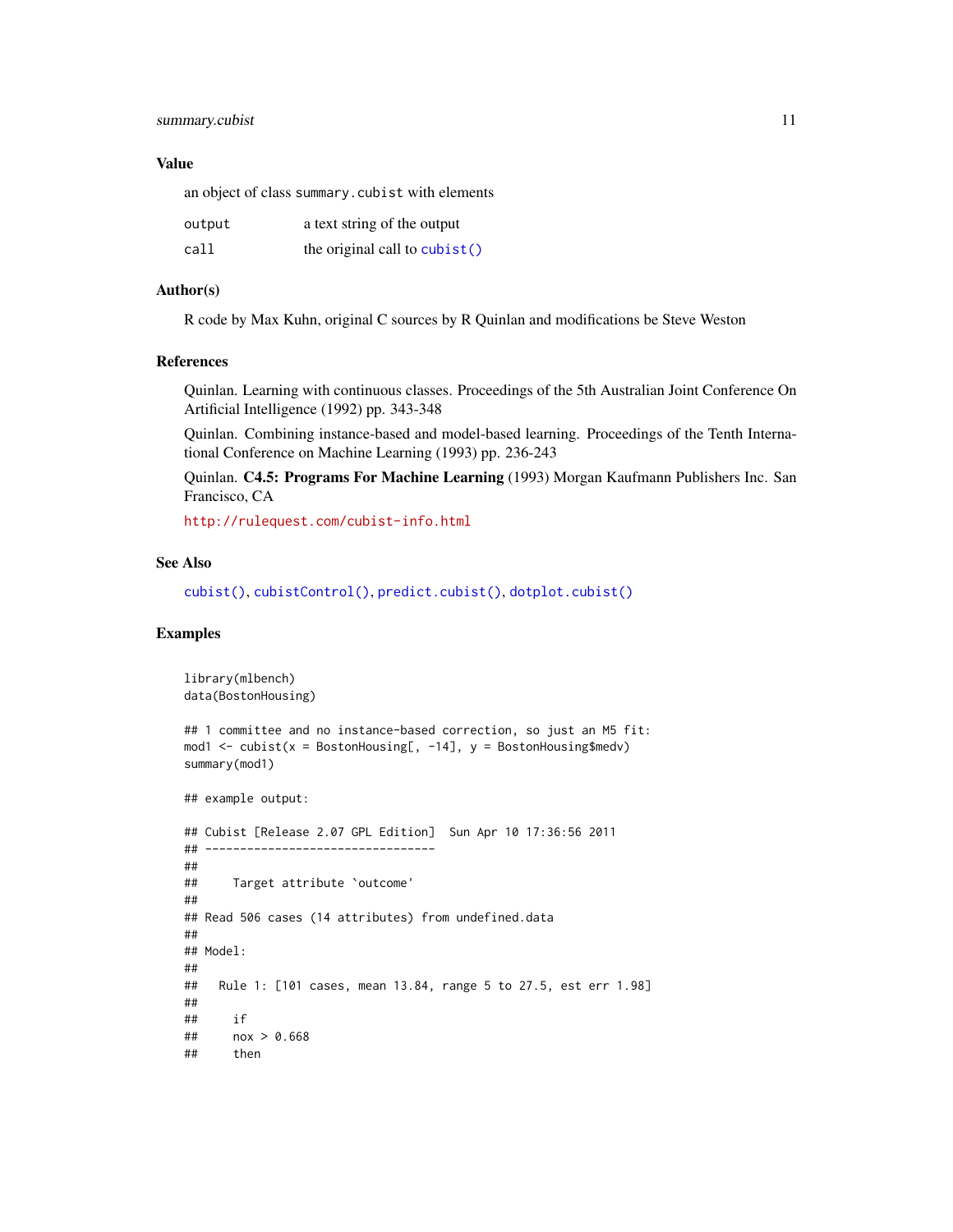### Value

an object of class `summary.cubist` with elements

| | |
|---|---|
| `output` | a text string of the output |
| `call` | the original call to `cubist()` |

### Author(s)

R code by Max Kuhn, original C sources by R Quinlan and modifications be Steve Weston

### References

Quinlan. Learning with continuous classes. Proceedings of the 5th Australian Joint Conference On Artificial Intelligence (1992) pp. 343-348

Quinlan. Combining instance-based and model-based learning. Proceedings of the Tenth International Conference on Machine Learning (1993) pp. 236-243

Quinlan. **C4.5: Programs For Machine Learning** (1993) Morgan Kaufmann Publishers Inc. San Francisco, CA

http://rulequest.com/cubist-info.html

### See Also

`cubist()`, `cubistControl()`, `predict.cubist()`, `dotplot.cubist()`

### Examples

```
library(mlbench)
data(BostonHousing)

## 1 committee and no instance-based correction, so just an M5 fit:
mod1 <- cubist(x = BostonHousing[, -14], y = BostonHousing$medv)
summary(mod1)

## example output:

## Cubist [Release 2.07 GPL Edition]  Sun Apr 10 17:36:56 2011
## ---------------------------------
##
##     Target attribute `outcome'
##
## Read 506 cases (14 attributes) from undefined.data
##
## Model:
##
##   Rule 1: [101 cases, mean 13.84, range 5 to 27.5, est err 1.98]
##
##     if
##     nox > 0.668
##     then
```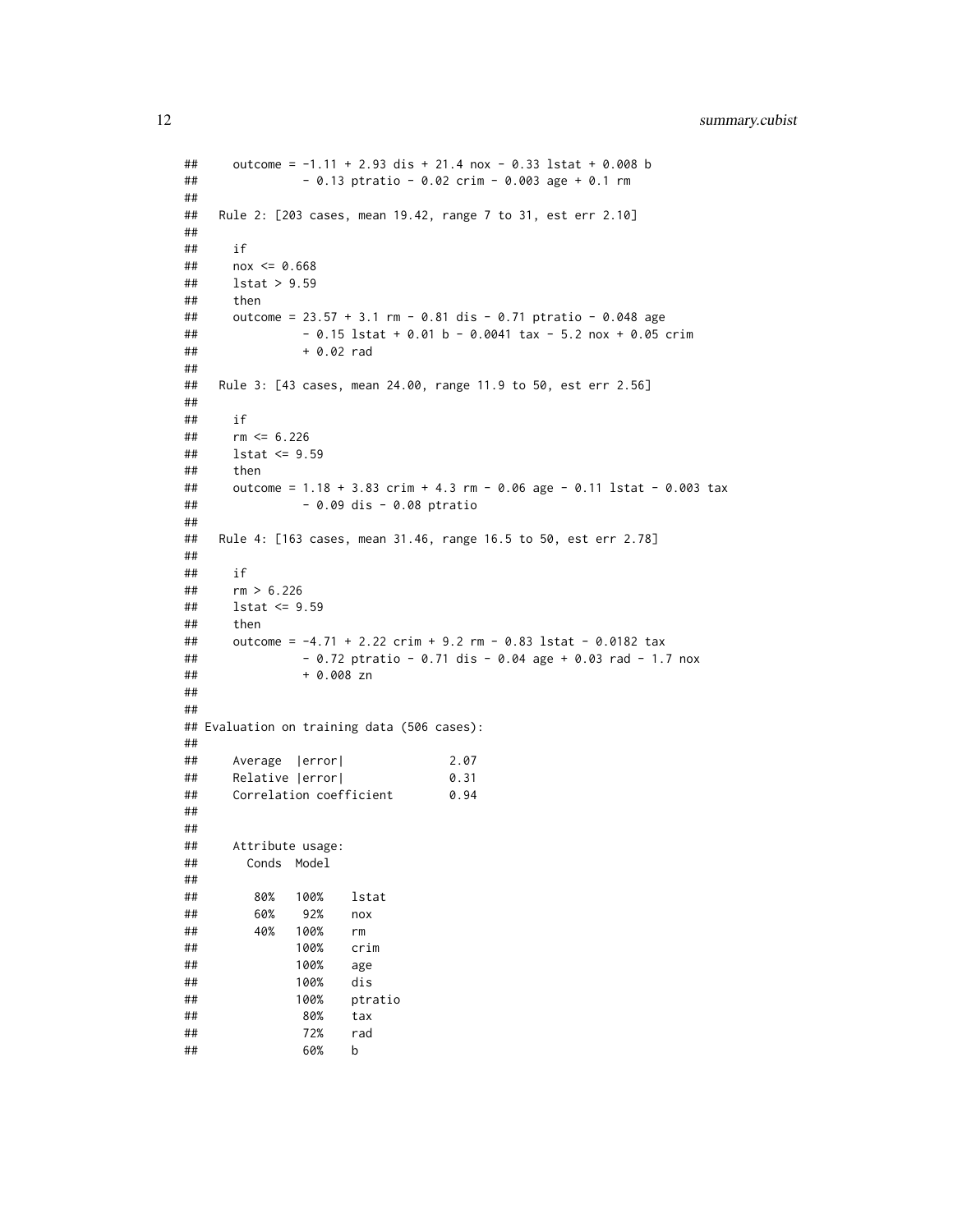```
##     outcome = -1.11 + 2.93 dis + 21.4 nox - 0.33 lstat + 0.008 b
##               - 0.13 ptratio - 0.02 crim - 0.003 age + 0.1 rm
##
##   Rule 2: [203 cases, mean 19.42, range 7 to 31, est err 2.10]
##
##     if
##     nox <= 0.668
##     lstat > 9.59
##     then
##     outcome = 23.57 + 3.1 rm - 0.81 dis - 0.71 ptratio - 0.048 age
##               - 0.15 lstat + 0.01 b - 0.0041 tax - 5.2 nox + 0.05 crim
##               + 0.02 rad
##
##   Rule 3: [43 cases, mean 24.00, range 11.9 to 50, est err 2.56]
##
##     if
##     rm <= 6.226
##     lstat <= 9.59
##     then
##     outcome = 1.18 + 3.83 crim + 4.3 rm - 0.06 age - 0.11 lstat - 0.003 tax
##               - 0.09 dis - 0.08 ptratio
##
##   Rule 4: [163 cases, mean 31.46, range 16.5 to 50, est err 2.78]
##
##     if
##     rm > 6.226
##     lstat <= 9.59
##     then
##     outcome = -4.71 + 2.22 crim + 9.2 rm - 0.83 lstat - 0.0182 tax
##               - 0.72 ptratio - 0.71 dis - 0.04 age + 0.03 rad - 1.7 nox
##               + 0.008 zn
##
##
## Evaluation on training data (506 cases):
##
##     Average  |error|               2.07
##     Relative |error|               0.31
##     Correlation coefficient        0.94
##
##
##     Attribute usage:
##       Conds  Model
##
##        80%   100%    lstat
##        60%    92%    nox
##        40%   100%    rm
##              100%    crim
##              100%    age
##              100%    dis
##              100%    ptratio
##               80%    tax
##               72%    rad
##               60%    b
```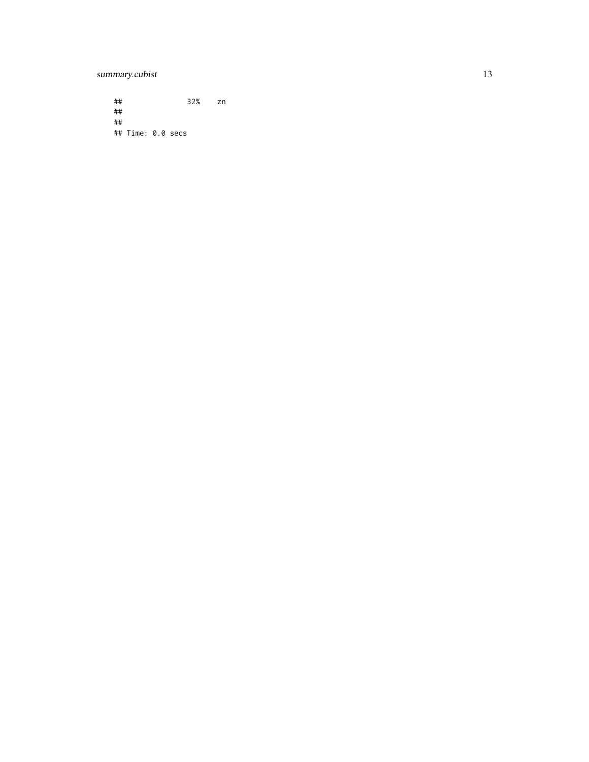```
##               32%    zn
##
##
## Time: 0.0 secs
```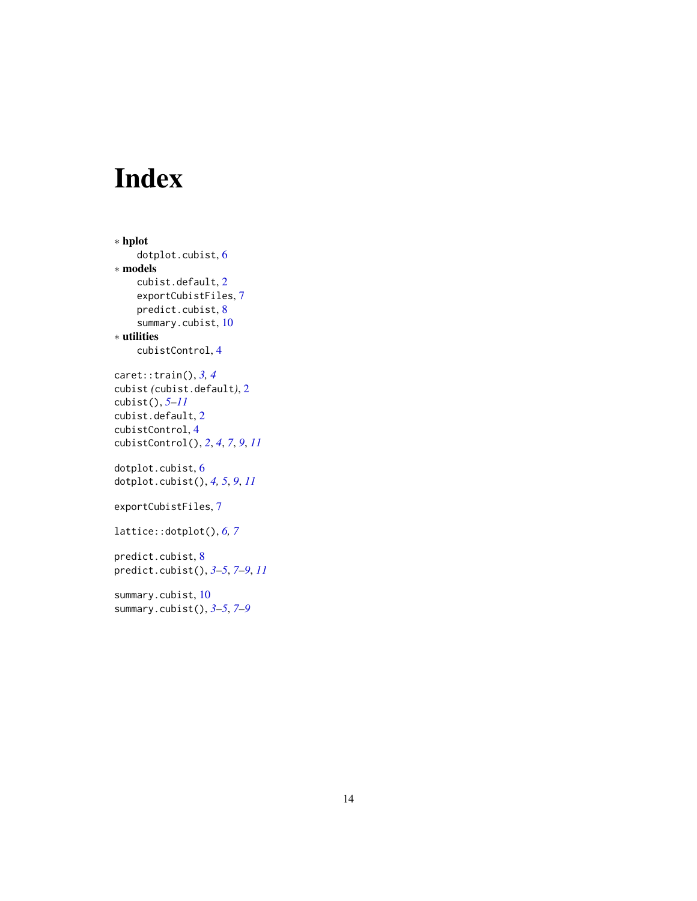# Index

∗ **hplot**
    dotplot.cubist, 6
∗ **models**
    cubist.default, 2
    exportCubistFiles, 7
    predict.cubist, 8
    summary.cubist, 10
∗ **utilities**
    cubistControl, 4

caret::train(), *3, 4*
cubist *(*cubist.default*)*, 2
cubist(), *5–11*
cubist.default, 2
cubistControl, 4
cubistControl(), *2*, *4*, *7*, *9*, *11*

dotplot.cubist, 6
dotplot.cubist(), *4, 5*, *9*, *11*

exportCubistFiles, 7

lattice::dotplot(), *6, 7*

predict.cubist, 8
predict.cubist(), *3–5*, *7–9*, *11*

summary.cubist, 10
summary.cubist(), *3–5*, *7–9*